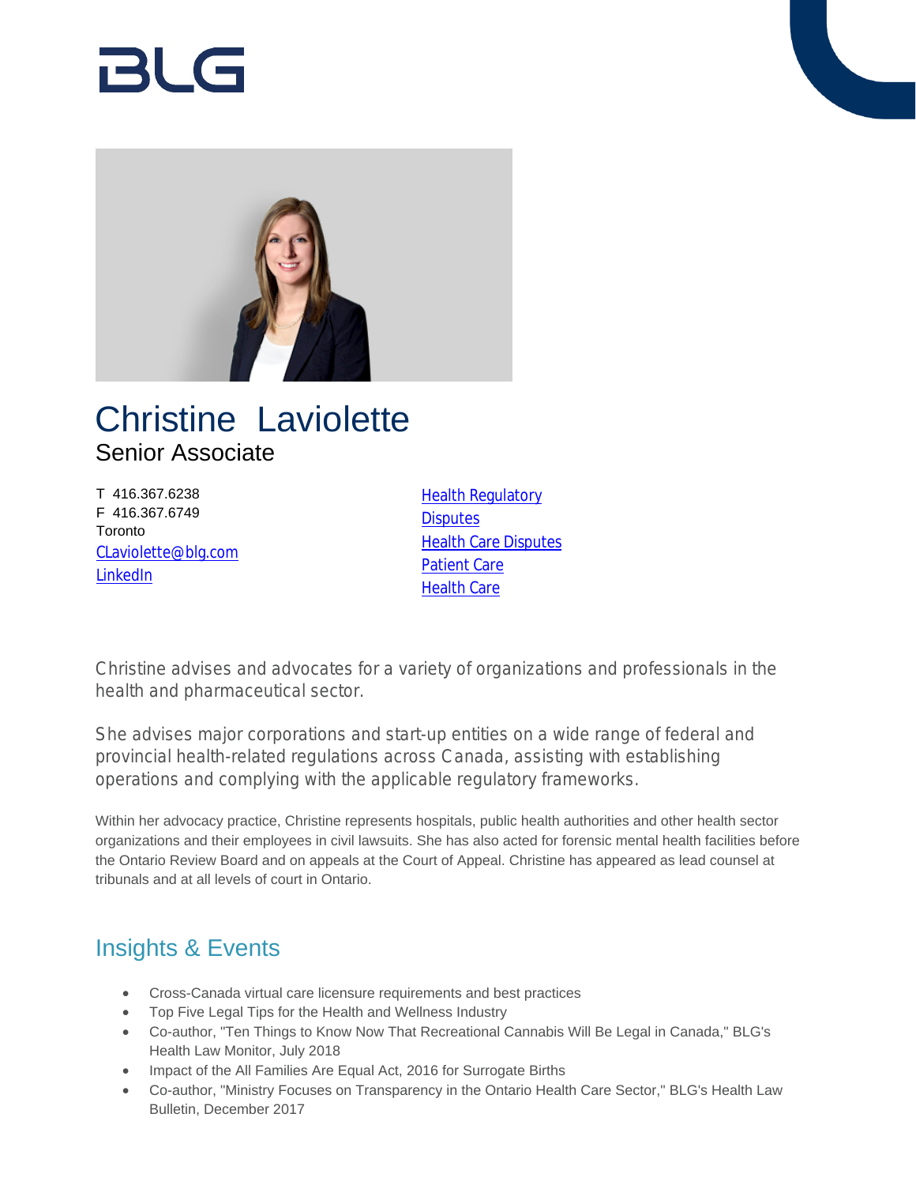# Christine Laviolette

Senior Associate

T 416.367.6238
F 416.367.6749
Toronto
CLaviolette@blg.com
LinkedIn

Health Regulatory
Disputes
Health Care Disputes
Patient Care
Health Care

Christine advises and advocates for a variety of organizations and professionals in the health and pharmaceutical sector.

She advises major corporations and start-up entities on a wide range of federal and provincial health-related regulations across Canada, assisting with establishing operations and complying with the applicable regulatory frameworks.

Within her advocacy practice, Christine represents hospitals, public health authorities and other health sector organizations and their employees in civil lawsuits. She has also acted for forensic mental health facilities before the Ontario Review Board and on appeals at the Court of Appeal. Christine has appeared as lead counsel at tribunals and at all levels of court in Ontario.

## Insights & Events

- Cross-Canada virtual care licensure requirements and best practices
- Top Five Legal Tips for the Health and Wellness Industry
- Co-author, "Ten Things to Know Now That Recreational Cannabis Will Be Legal in Canada," BLG's Health Law Monitor, July 2018
- Impact of the All Families Are Equal Act, 2016 for Surrogate Births
- Co-author, "Ministry Focuses on Transparency in the Ontario Health Care Sector," BLG's Health Law Bulletin, December 2017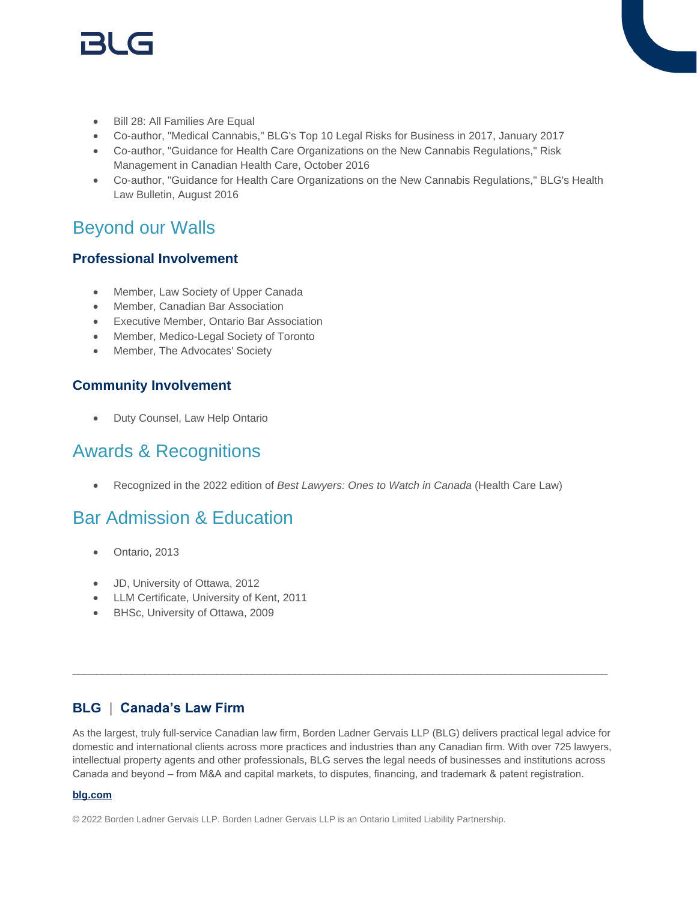- Bill 28: All Families Are Equal
- Co-author, "Medical Cannabis," BLG's Top 10 Legal Risks for Business in 2017, January 2017
- Co-author, "Guidance for Health Care Organizations on the New Cannabis Regulations," Risk Management in Canadian Health Care, October 2016
- Co-author, "Guidance for Health Care Organizations on the New Cannabis Regulations," BLG's Health Law Bulletin, August 2016

## Beyond our Walls

### Professional Involvement

- Member, Law Society of Upper Canada
- Member, Canadian Bar Association
- Executive Member, Ontario Bar Association
- Member, Medico-Legal Society of Toronto
- Member, The Advocates' Society

### Community Involvement

- Duty Counsel, Law Help Ontario

## Awards & Recognitions

- Recognized in the 2022 edition of *Best Lawyers: Ones to Watch in Canada* (Health Care Law)

## Bar Admission & Education

- Ontario, 2013

- JD, University of Ottawa, 2012
- LLM Certificate, University of Kent, 2011
- BHSc, University of Ottawa, 2009

---

### BLG | Canada's Law Firm

As the largest, truly full-service Canadian law firm, Borden Ladner Gervais LLP (BLG) delivers practical legal advice for domestic and international clients across more practices and industries than any Canadian firm. With over 725 lawyers, intellectual property agents and other professionals, BLG serves the legal needs of businesses and institutions across Canada and beyond – from M&A and capital markets, to disputes, financing, and trademark & patent registration.

**blg.com**

© 2022 Borden Ladner Gervais LLP. Borden Ladner Gervais LLP is an Ontario Limited Liability Partnership.